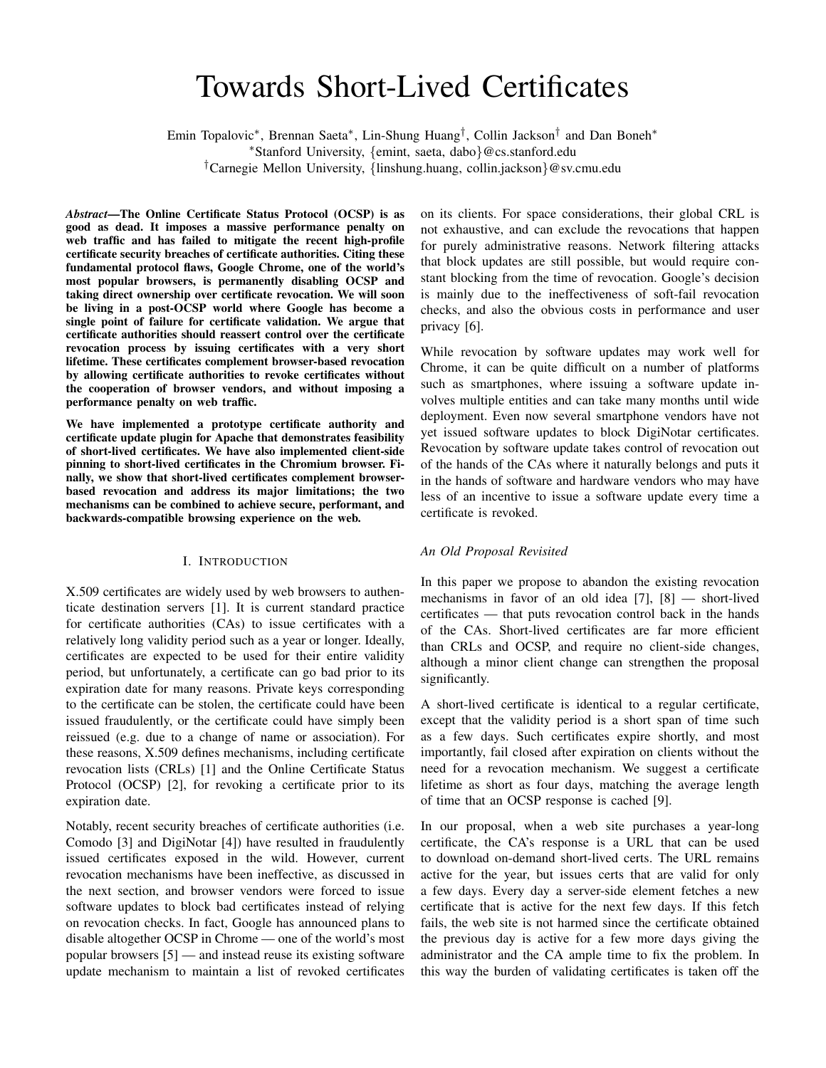# Towards Short-Lived Certificates

Emin Topalovic*, Brennan Saeta*, Lin-Shung Huang†, Collin Jackson† and Dan Boneh*

*Stanford University, {emint, saeta, dabo}@cs.stanford.edu

†Carnegie Mellon University, {linshung.huang, collin.jackson}@sv.cmu.edu

***Abstract*—The Online Certificate Status Protocol (OCSP) is as good as dead. It imposes a massive performance penalty on web traffic and has failed to mitigate the recent high-profile certificate security breaches of certificate authorities. Citing these fundamental protocol flaws, Google Chrome, one of the world's most popular browsers, is permanently disabling OCSP and taking direct ownership over certificate revocation. We will soon be living in a post-OCSP world where Google has become a single point of failure for certificate validation. We argue that certificate authorities should reassert control over the certificate revocation process by issuing certificates with a very short lifetime. These certificates complement browser-based revocation by allowing certificate authorities to revoke certificates without the cooperation of browser vendors, and without imposing a performance penalty on web traffic.**

**We have implemented a prototype certificate authority and certificate update plugin for Apache that demonstrates feasibility of short-lived certificates. We have also implemented client-side pinning to short-lived certificates in the Chromium browser. Finally, we show that short-lived certificates complement browser-based revocation and address its major limitations; the two mechanisms can be combined to achieve secure, performant, and backwards-compatible browsing experience on the web.**

## I. Introduction

X.509 certificates are widely used by web browsers to authenticate destination servers [1]. It is current standard practice for certificate authorities (CAs) to issue certificates with a relatively long validity period such as a year or longer. Ideally, certificates are expected to be used for their entire validity period, but unfortunately, a certificate can go bad prior to its expiration date for many reasons. Private keys corresponding to the certificate can be stolen, the certificate could have been issued fraudulently, or the certificate could have simply been reissued (e.g. due to a change of name or association). For these reasons, X.509 defines mechanisms, including certificate revocation lists (CRLs) [1] and the Online Certificate Status Protocol (OCSP) [2], for revoking a certificate prior to its expiration date.

Notably, recent security breaches of certificate authorities (i.e. Comodo [3] and DigiNotar [4]) have resulted in fraudulently issued certificates exposed in the wild. However, current revocation mechanisms have been ineffective, as discussed in the next section, and browser vendors were forced to issue software updates to block bad certificates instead of relying on revocation checks. In fact, Google has announced plans to disable altogether OCSP in Chrome — one of the world's most popular browsers [5] — and instead reuse its existing software update mechanism to maintain a list of revoked certificates on its clients. For space considerations, their global CRL is not exhaustive, and can exclude the revocations that happen for purely administrative reasons. Network filtering attacks that block updates are still possible, but would require constant blocking from the time of revocation. Google's decision is mainly due to the ineffectiveness of soft-fail revocation checks, and also the obvious costs in performance and user privacy [6].

While revocation by software updates may work well for Chrome, it can be quite difficult on a number of platforms such as smartphones, where issuing a software update involves multiple entities and can take many months until wide deployment. Even now several smartphone vendors have not yet issued software updates to block DigiNotar certificates. Revocation by software update takes control of revocation out of the hands of the CAs where it naturally belongs and puts it in the hands of software and hardware vendors who may have less of an incentive to issue a software update every time a certificate is revoked.

### *An Old Proposal Revisited*

In this paper we propose to abandon the existing revocation mechanisms in favor of an old idea [7], [8] — short-lived certificates — that puts revocation control back in the hands of the CAs. Short-lived certificates are far more efficient than CRLs and OCSP, and require no client-side changes, although a minor client change can strengthen the proposal significantly.

A short-lived certificate is identical to a regular certificate, except that the validity period is a short span of time such as a few days. Such certificates expire shortly, and most importantly, fail closed after expiration on clients without the need for a revocation mechanism. We suggest a certificate lifetime as short as four days, matching the average length of time that an OCSP response is cached [9].

In our proposal, when a web site purchases a year-long certificate, the CA's response is a URL that can be used to download on-demand short-lived certs. The URL remains active for the year, but issues certs that are valid for only a few days. Every day a server-side element fetches a new certificate that is active for the next few days. If this fetch fails, the web site is not harmed since the certificate obtained the previous day is active for a few more days giving the administrator and the CA ample time to fix the problem. In this way the burden of validating certificates is taken off the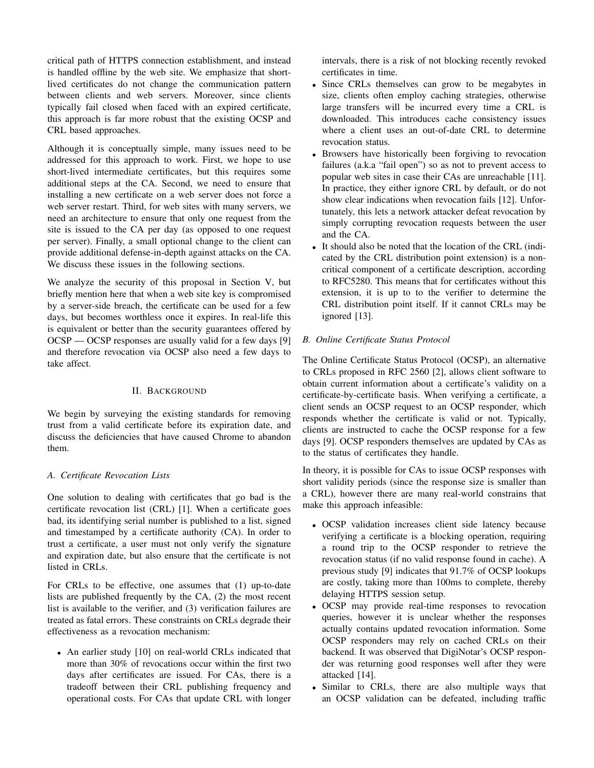critical path of HTTPS connection establishment, and instead is handled offline by the web site. We emphasize that short-lived certificates do not change the communication pattern between clients and web servers. Moreover, since clients typically fail closed when faced with an expired certificate, this approach is far more robust that the existing OCSP and CRL based approaches.

Although it is conceptually simple, many issues need to be addressed for this approach to work. First, we hope to use short-lived intermediate certificates, but this requires some additional steps at the CA. Second, we need to ensure that installing a new certificate on a web server does not force a web server restart. Third, for web sites with many servers, we need an architecture to ensure that only one request from the site is issued to the CA per day (as opposed to one request per server). Finally, a small optional change to the client can provide additional defense-in-depth against attacks on the CA. We discuss these issues in the following sections.

We analyze the security of this proposal in Section V, but briefly mention here that when a web site key is compromised by a server-side breach, the certificate can be used for a few days, but becomes worthless once it expires. In real-life this is equivalent or better than the security guarantees offered by OCSP — OCSP responses are usually valid for a few days [9] and therefore revocation via OCSP also need a few days to take affect.

## II. Background

We begin by surveying the existing standards for removing trust from a valid certificate before its expiration date, and discuss the deficiencies that have caused Chrome to abandon them.

### A. Certificate Revocation Lists

One solution to dealing with certificates that go bad is the certificate revocation list (CRL) [1]. When a certificate goes bad, its identifying serial number is published to a list, signed and timestamped by a certificate authority (CA). In order to trust a certificate, a user must not only verify the signature and expiration date, but also ensure that the certificate is not listed in CRLs.

For CRLs to be effective, one assumes that (1) up-to-date lists are published frequently by the CA, (2) the most recent list is available to the verifier, and (3) verification failures are treated as fatal errors. These constraints on CRLs degrade their effectiveness as a revocation mechanism:

- An earlier study [10] on real-world CRLs indicated that more than 30% of revocations occur within the first two days after certificates are issued. For CAs, there is a tradeoff between their CRL publishing frequency and operational costs. For CAs that update CRL with longer intervals, there is a risk of not blocking recently revoked certificates in time.
- Since CRLs themselves can grow to be megabytes in size, clients often employ caching strategies, otherwise large transfers will be incurred every time a CRL is downloaded. This introduces cache consistency issues where a client uses an out-of-date CRL to determine revocation status.
- Browsers have historically been forgiving to revocation failures (a.k.a "fail open") so as not to prevent access to popular web sites in case their CAs are unreachable [11]. In practice, they either ignore CRL by default, or do not show clear indications when revocation fails [12]. Unfortunately, this lets a network attacker defeat revocation by simply corrupting revocation requests between the user and the CA.
- It should also be noted that the location of the CRL (indicated by the CRL distribution point extension) is a non-critical component of a certificate description, according to RFC5280. This means that for certificates without this extension, it is up to to the verifier to determine the CRL distribution point itself. If it cannot CRLs may be ignored [13].

### B. Online Certificate Status Protocol

The Online Certificate Status Protocol (OCSP), an alternative to CRLs proposed in RFC 2560 [2], allows client software to obtain current information about a certificate's validity on a certificate-by-certificate basis. When verifying a certificate, a client sends an OCSP request to an OCSP responder, which responds whether the certificate is valid or not. Typically, clients are instructed to cache the OCSP response for a few days [9]. OCSP responders themselves are updated by CAs as to the status of certificates they handle.

In theory, it is possible for CAs to issue OCSP responses with short validity periods (since the response size is smaller than a CRL), however there are many real-world constrains that make this approach infeasible:

- OCSP validation increases client side latency because verifying a certificate is a blocking operation, requiring a round trip to the OCSP responder to retrieve the revocation status (if no valid response found in cache). A previous study [9] indicates that 91.7% of OCSP lookups are costly, taking more than 100ms to complete, thereby delaying HTTPS session setup.
- OCSP may provide real-time responses to revocation queries, however it is unclear whether the responses actually contains updated revocation information. Some OCSP responders may rely on cached CRLs on their backend. It was observed that DigiNotar's OCSP responder was returning good responses well after they were attacked [14].
- Similar to CRLs, there are also multiple ways that an OCSP validation can be defeated, including traffic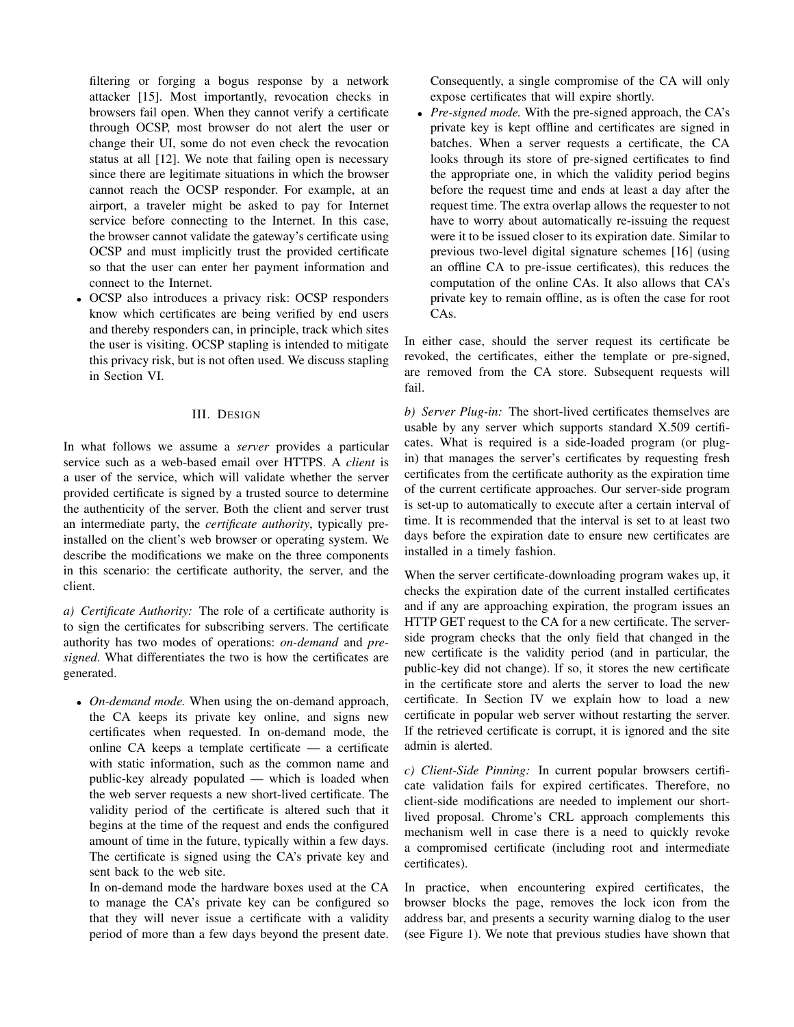filtering or forging a bogus response by a network attacker [15]. Most importantly, revocation checks in browsers fail open. When they cannot verify a certificate through OCSP, most browser do not alert the user or change their UI, some do not even check the revocation status at all [12]. We note that failing open is necessary since there are legitimate situations in which the browser cannot reach the OCSP responder. For example, at an airport, a traveler might be asked to pay for Internet service before connecting to the Internet. In this case, the browser cannot validate the gateway's certificate using OCSP and must implicitly trust the provided certificate so that the user can enter her payment information and connect to the Internet.
- OCSP also introduces a privacy risk: OCSP responders know which certificates are being verified by end users and thereby responders can, in principle, track which sites the user is visiting. OCSP stapling is intended to mitigate this privacy risk, but is not often used. We discuss stapling in Section VI.

## III. Design

In what follows we assume a *server* provides a particular service such as a web-based email over HTTPS. A *client* is a user of the service, which will validate whether the server provided certificate is signed by a trusted source to determine the authenticity of the server. Both the client and server trust an intermediate party, the *certificate authority*, typically pre-installed on the client's web browser or operating system. We describe the modifications we make on the three components in this scenario: the certificate authority, the server, and the client.

*a) Certificate Authority:* The role of a certificate authority is to sign the certificates for subscribing servers. The certificate authority has two modes of operations: *on-demand* and *pre-signed*. What differentiates the two is how the certificates are generated.

- *On-demand mode.* When using the on-demand approach, the CA keeps its private key online, and signs new certificates when requested. In on-demand mode, the online CA keeps a template certificate — a certificate with static information, such as the common name and public-key already populated — which is loaded when the web server requests a new short-lived certificate. The validity period of the certificate is altered such that it begins at the time of the request and ends the configured amount of time in the future, typically within a few days. The certificate is signed using the CA's private key and sent back to the web site.

  In on-demand mode the hardware boxes used at the CA to manage the CA's private key can be configured so that they will never issue a certificate with a validity period of more than a few days beyond the present date. Consequently, a single compromise of the CA will only expose certificates that will expire shortly.
- *Pre-signed mode.* With the pre-signed approach, the CA's private key is kept offline and certificates are signed in batches. When a server requests a certificate, the CA looks through its store of pre-signed certificates to find the appropriate one, in which the validity period begins before the request time and ends at least a day after the request time. The extra overlap allows the requester to not have to worry about automatically re-issuing the request were it to be issued closer to its expiration date. Similar to previous two-level digital signature schemes [16] (using an offline CA to pre-issue certificates), this reduces the computation of the online CAs. It also allows that CA's private key to remain offline, as is often the case for root CAs.

In either case, should the server request its certificate be revoked, the certificates, either the template or pre-signed, are removed from the CA store. Subsequent requests will fail.

*b) Server Plug-in:* The short-lived certificates themselves are usable by any server which supports standard X.509 certificates. What is required is a side-loaded program (or plug-in) that manages the server's certificates by requesting fresh certificates from the certificate authority as the expiration time of the current certificate approaches. Our server-side program is set-up to automatically to execute after a certain interval of time. It is recommended that the interval is set to at least two days before the expiration date to ensure new certificates are installed in a timely fashion.

When the server certificate-downloading program wakes up, it checks the expiration date of the current installed certificates and if any are approaching expiration, the program issues an HTTP GET request to the CA for a new certificate. The server-side program checks that the only field that changed in the new certificate is the validity period (and in particular, the public-key did not change). If so, it stores the new certificate in the certificate store and alerts the server to load the new certificate. In Section IV we explain how to load a new certificate in popular web server without restarting the server. If the retrieved certificate is corrupt, it is ignored and the site admin is alerted.

*c) Client-Side Pinning:* In current popular browsers certificate validation fails for expired certificates. Therefore, no client-side modifications are needed to implement our short-lived proposal. Chrome's CRL approach complements this mechanism well in case there is a need to quickly revoke a compromised certificate (including root and intermediate certificates).

In practice, when encountering expired certificates, the browser blocks the page, removes the lock icon from the address bar, and presents a security warning dialog to the user (see Figure 1). We note that previous studies have shown that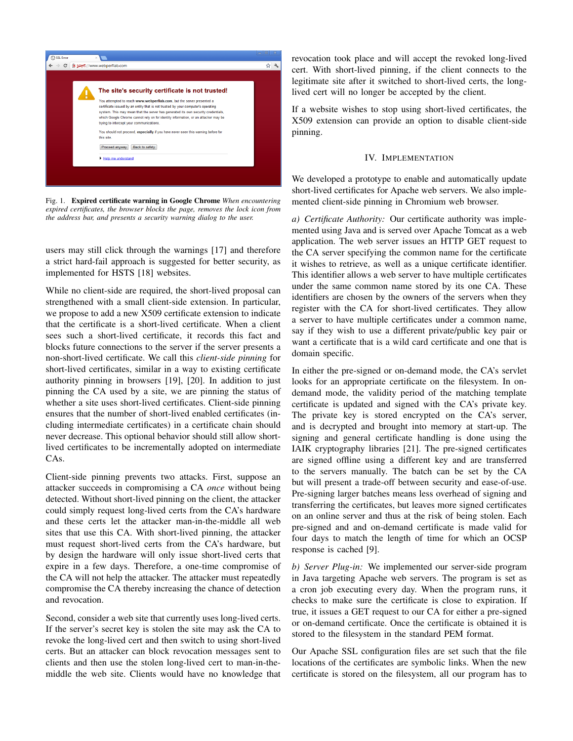Fig. 1. **Expired certificate warning in Google Chrome** *When encountering expired certificates, the browser blocks the page, removes the lock icon from the address bar, and presents a security warning dialog to the user.*

users may still click through the warnings [17] and therefore a strict hard-fail approach is suggested for better security, as implemented for HSTS [18] websites.

While no client-side are required, the short-lived proposal can strengthened with a small client-side extension. In particular, we propose to add a new X509 certificate extension to indicate that the certificate is a short-lived certificate. When a client sees such a short-lived certificate, it records this fact and blocks future connections to the server if the server presents a non-short-lived certificate. We call this *client-side pinning* for short-lived certificates, similar in a way to existing certificate authority pinning in browsers [19], [20]. In addition to just pinning the CA used by a site, we are pinning the status of whether a site uses short-lived certificates. Client-side pinning ensures that the number of short-lived enabled certificates (including intermediate certificates) in a certificate chain should never decrease. This optional behavior should still allow short-lived certificates to be incrementally adopted on intermediate CAs.

Client-side pinning prevents two attacks. First, suppose an attacker succeeds in compromising a CA *once* without being detected. Without short-lived pinning on the client, the attacker could simply request long-lived certs from the CA's hardware and these certs let the attacker man-in-the-middle all web sites that use this CA. With short-lived pinning, the attacker must request short-lived certs from the CA's hardware, but by design the hardware will only issue short-lived certs that expire in a few days. Therefore, a one-time compromise of the CA will not help the attacker. The attacker must repeatedly compromise the CA thereby increasing the chance of detection and revocation.

Second, consider a web site that currently uses long-lived certs. If the server's secret key is stolen the site may ask the CA to revoke the long-lived cert and then switch to using short-lived certs. But an attacker can block revocation messages sent to clients and then use the stolen long-lived cert to man-in-the-middle the web site. Clients would have no knowledge that revocation took place and will accept the revoked long-lived cert. With short-lived pinning, if the client connects to the legitimate site after it switched to short-lived certs, the long-lived cert will no longer be accepted by the client.

If a website wishes to stop using short-lived certificates, the X509 extension can provide an option to disable client-side pinning.

## IV. Implementation

We developed a prototype to enable and automatically update short-lived certificates for Apache web servers. We also implemented client-side pinning in Chromium web browser.

*a) Certificate Authority:* Our certificate authority was implemented using Java and is served over Apache Tomcat as a web application. The web server issues an HTTP GET request to the CA server specifying the common name for the certificate it wishes to retrieve, as well as a unique certificate identifier. This identifier allows a web server to have multiple certificates under the same common name stored by its one CA. These identifiers are chosen by the owners of the servers when they register with the CA for short-lived certificates. They allow a server to have multiple certificates under a common name, say if they wish to use a different private/public key pair or want a certificate that is a wild card certificate and one that is domain specific.

In either the pre-signed or on-demand mode, the CA's servlet looks for an appropriate certificate on the filesystem. In on-demand mode, the validity period of the matching template certificate is updated and signed with the CA's private key. The private key is stored encrypted on the CA's server, and is decrypted and brought into memory at start-up. The signing and general certificate handling is done using the IAIK cryptography libraries [21]. The pre-signed certificates are signed offline using a different key and are transferred to the servers manually. The batch can be set by the CA but will present a trade-off between security and ease-of-use. Pre-signing larger batches means less overhead of signing and transferring the certificates, but leaves more signed certificates on an online server and thus at the risk of being stolen. Each pre-signed and and on-demand certificate is made valid for four days to match the length of time for which an OCSP response is cached [9].

*b) Server Plug-in:* We implemented our server-side program in Java targeting Apache web servers. The program is set as a cron job executing every day. When the program runs, it checks to make sure the certificate is close to expiration. If true, it issues a GET request to our CA for either a pre-signed or on-demand certificate. Once the certificate is obtained it is stored to the filesystem in the standard PEM format.

Our Apache SSL configuration files are set such that the file locations of the certificates are symbolic links. When the new certificate is stored on the filesystem, all our program has to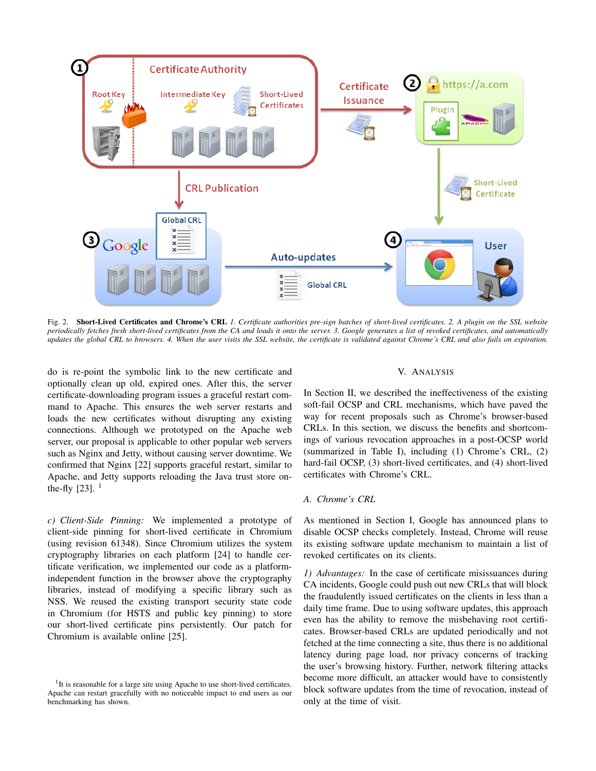Fig. 2. **Short-Lived Certificates and Chrome's CRL** *1. Certificate authorities pre-sign batches of short-lived certificates. 2. A plugin on the SSL website periodically fetches fresh short-lived certificates from the CA and loads it onto the server. 3. Google generates a list of revoked certificates, and automatically updates the global CRL to browsers. 4. When the user visits the SSL website, the certificate is validated against Chrome's CRL and also fails on expiration.*

do is re-point the symbolic link to the new certificate and optionally clean up old, expired ones. After this, the server certificate-downloading program issues a graceful restart command to Apache. This ensures the web server restarts and loads the new certificates without disrupting any existing connections. Although we prototyped on the Apache web server, our proposal is applicable to other popular web servers such as Nginx and Jetty, without causing server downtime. We confirmed that Nginx [22] supports graceful restart, similar to Apache, and Jetty supports reloading the Java trust store on-the-fly [23]. [1]

*c) Client-Side Pinning:* We implemented a prototype of client-side pinning for short-lived certificate in Chromium (using revision 61348). Since Chromium utilizes the system cryptography libraries on each platform [24] to handle certificate verification, we implemented our code as a platform-independent function in the browser above the cryptography libraries, instead of modifying a specific library such as NSS. We reused the existing transport security state code in Chromium (for HSTS and public key pinning) to store our short-lived certificate pins persistently. Our patch for Chromium is available online [25].

[1] It is reasonable for a large site using Apache to use short-lived certificates. Apache can restart gracefully with no noticeable impact to end users as our benchmarking has shown.

## V. Analysis

In Section II, we described the ineffectiveness of the existing soft-fail OCSP and CRL mechanisms, which have paved the way for recent proposals such as Chrome's browser-based CRLs. In this section, we discuss the benefits and shortcomings of various revocation approaches in a post-OCSP world (summarized in Table I), including (1) Chrome's CRL, (2) hard-fail OCSP, (3) short-lived certificates, and (4) short-lived certificates with Chrome's CRL.

### A. Chrome's CRL

As mentioned in Section I, Google has announced plans to disable OCSP checks completely. Instead, Chrome will reuse its existing software update mechanism to maintain a list of revoked certificates on its clients.

*1) Advantages:* In the case of certificate misissuances during CA incidents, Google could push out new CRLs that will block the fraudulently issued certificates on the clients in less than a daily time frame. Due to using software updates, this approach even has the ability to remove the misbehaving root certificates. Browser-based CRLs are updated periodically and not fetched at the time connecting a site, thus there is no additional latency during page load, nor privacy concerns of tracking the user's browsing history. Further, network filtering attacks become more difficult, an attacker would have to consistently block software updates from the time of revocation, instead of only at the time of visit.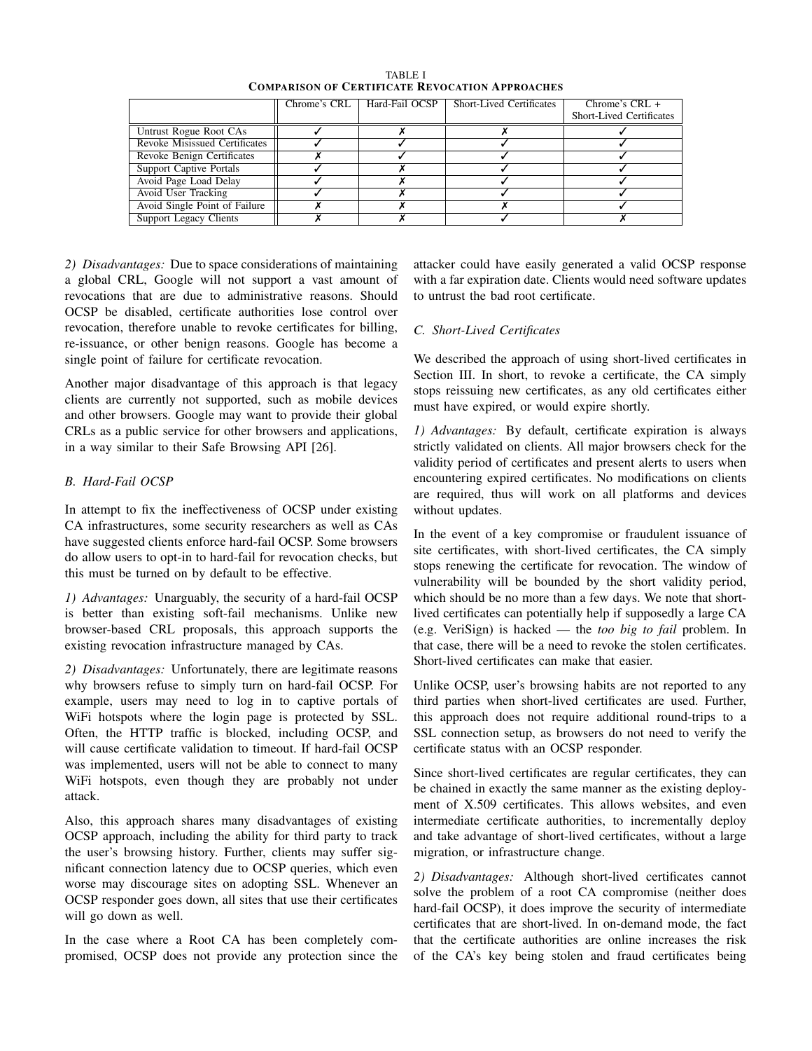TABLE I
**COMPARISON OF CERTIFICATE REVOCATION APPROACHES**

| | Chrome's CRL | Hard-Fail OCSP | Short-Lived Certificates | Chrome's CRL + Short-Lived Certificates |
|---|---|---|---|---|
| Untrust Rogue Root CAs | ✓ | ✗ | ✗ | ✓ |
| Revoke Misissued Certificates | ✓ | ✓ | ✓ | ✓ |
| Revoke Benign Certificates | ✗ | ✓ | ✓ | ✓ |
| Support Captive Portals | ✓ | ✗ | ✓ | ✓ |
| Avoid Page Load Delay | ✓ | ✗ | ✓ | ✓ |
| Avoid User Tracking | ✓ | ✗ | ✓ | ✓ |
| Avoid Single Point of Failure | ✗ | ✗ | ✗ | ✓ |
| Support Legacy Clients | ✗ | ✗ | ✓ | ✗ |

*2) Disadvantages:* Due to space considerations of maintaining a global CRL, Google will not support a vast amount of revocations that are due to administrative reasons. Should OCSP be disabled, certificate authorities lose control over revocation, therefore unable to revoke certificates for billing, re-issuance, or other benign reasons. Google has become a single point of failure for certificate revocation.

Another major disadvantage of this approach is that legacy clients are currently not supported, such as mobile devices and other browsers. Google may want to provide their global CRLs as a public service for other browsers and applications, in a way similar to their Safe Browsing API [26].

### B. Hard-Fail OCSP

In attempt to fix the ineffectiveness of OCSP under existing CA infrastructures, some security researchers as well as CAs have suggested clients enforce hard-fail OCSP. Some browsers do allow users to opt-in to hard-fail for revocation checks, but this must be turned on by default to be effective.

*1) Advantages:* Unarguably, the security of a hard-fail OCSP is better than existing soft-fail mechanisms. Unlike new browser-based CRL proposals, this approach supports the existing revocation infrastructure managed by CAs.

*2) Disadvantages:* Unfortunately, there are legitimate reasons why browsers refuse to simply turn on hard-fail OCSP. For example, users may need to log in to captive portals of WiFi hotspots where the login page is protected by SSL. Often, the HTTP traffic is blocked, including OCSP, and will cause certificate validation to timeout. If hard-fail OCSP was implemented, users will not be able to connect to many WiFi hotspots, even though they are probably not under attack.

Also, this approach shares many disadvantages of existing OCSP approach, including the ability for third party to track the user's browsing history. Further, clients may suffer significant connection latency due to OCSP queries, which even worse may discourage sites on adopting SSL. Whenever an OCSP responder goes down, all sites that use their certificates will go down as well.

In the case where a Root CA has been completely compromised, OCSP does not provide any protection since the attacker could have easily generated a valid OCSP response with a far expiration date. Clients would need software updates to untrust the bad root certificate.

### C. Short-Lived Certificates

We described the approach of using short-lived certificates in Section III. In short, to revoke a certificate, the CA simply stops reissuing new certificates, as any old certificates either must have expired, or would expire shortly.

*1) Advantages:* By default, certificate expiration is always strictly validated on clients. All major browsers check for the validity period of certificates and present alerts to users when encountering expired certificates. No modifications on clients are required, thus will work on all platforms and devices without updates.

In the event of a key compromise or fraudulent issuance of site certificates, with short-lived certificates, the CA simply stops renewing the certificate for revocation. The window of vulnerability will be bounded by the short validity period, which should be no more than a few days. We note that short-lived certificates can potentially help if supposedly a large CA (e.g. VeriSign) is hacked — the *too big to fail* problem. In that case, there will be a need to revoke the stolen certificates. Short-lived certificates can make that easier.

Unlike OCSP, user's browsing habits are not reported to any third parties when short-lived certificates are used. Further, this approach does not require additional round-trips to a SSL connection setup, as browsers do not need to verify the certificate status with an OCSP responder.

Since short-lived certificates are regular certificates, they can be chained in exactly the same manner as the existing deployment of X.509 certificates. This allows websites, and even intermediate certificate authorities, to incrementally deploy and take advantage of short-lived certificates, without a large migration, or infrastructure change.

*2) Disadvantages:* Although short-lived certificates cannot solve the problem of a root CA compromise (neither does hard-fail OCSP), it does improve the security of intermediate certificates that are short-lived. In on-demand mode, the fact that the certificate authorities are online increases the risk of the CA's key being stolen and fraud certificates being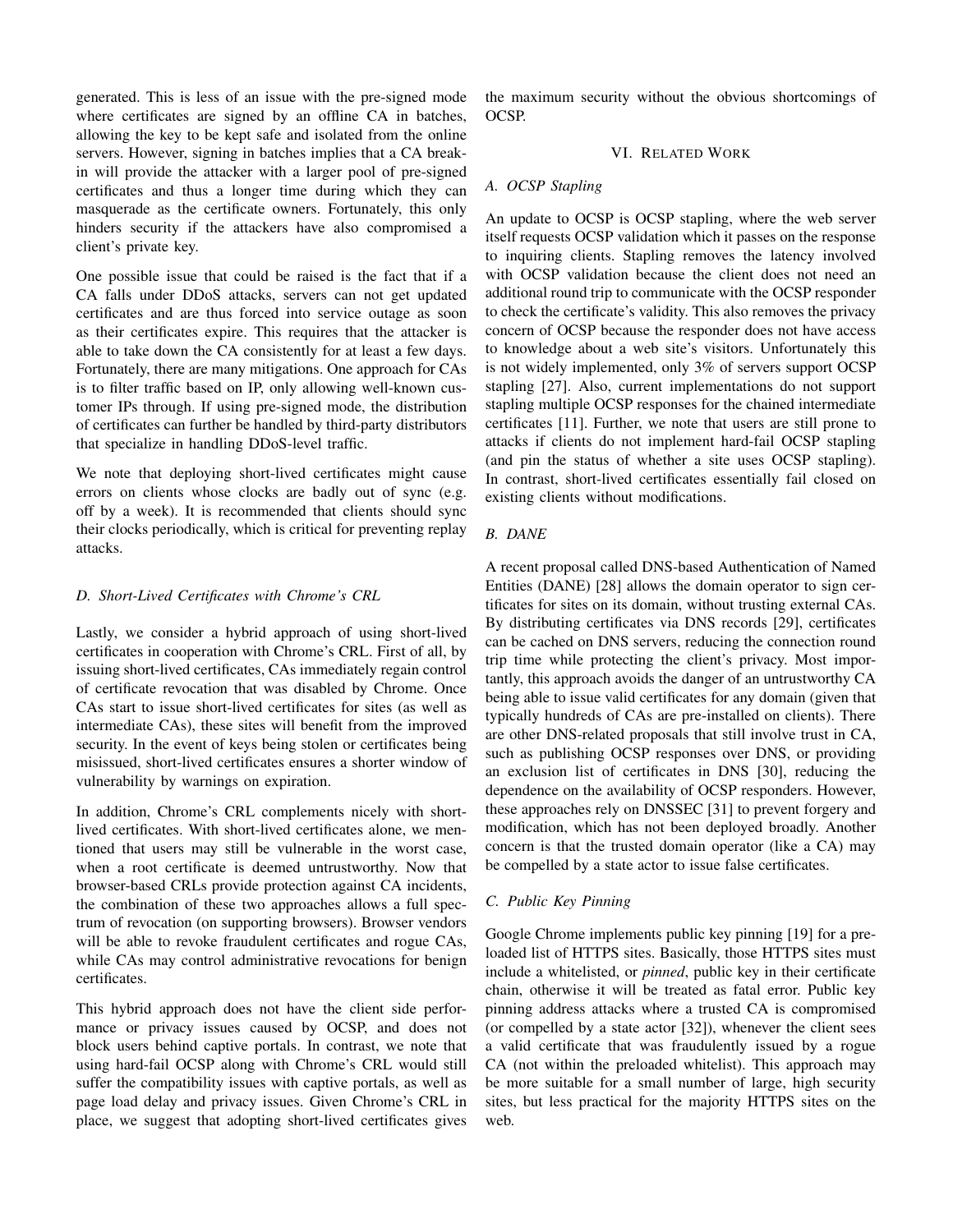generated. This is less of an issue with the pre-signed mode where certificates are signed by an offline CA in batches, allowing the key to be kept safe and isolated from the online servers. However, signing in batches implies that a CA break-in will provide the attacker with a larger pool of pre-signed certificates and thus a longer time during which they can masquerade as the certificate owners. Fortunately, this only hinders security if the attackers have also compromised a client's private key.

One possible issue that could be raised is the fact that if a CA falls under DDoS attacks, servers can not get updated certificates and are thus forced into service outage as soon as their certificates expire. This requires that the attacker is able to take down the CA consistently for at least a few days. Fortunately, there are many mitigations. One approach for CAs is to filter traffic based on IP, only allowing well-known customer IPs through. If using pre-signed mode, the distribution of certificates can further be handled by third-party distributors that specialize in handling DDoS-level traffic.

We note that deploying short-lived certificates might cause errors on clients whose clocks are badly out of sync (e.g. off by a week). It is recommended that clients should sync their clocks periodically, which is critical for preventing replay attacks.

### D. Short-Lived Certificates with Chrome's CRL

Lastly, we consider a hybrid approach of using short-lived certificates in cooperation with Chrome's CRL. First of all, by issuing short-lived certificates, CAs immediately regain control of certificate revocation that was disabled by Chrome. Once CAs start to issue short-lived certificates for sites (as well as intermediate CAs), these sites will benefit from the improved security. In the event of keys being stolen or certificates being misissued, short-lived certificates ensures a shorter window of vulnerability by warnings on expiration.

In addition, Chrome's CRL complements nicely with short-lived certificates. With short-lived certificates alone, we mentioned that users may still be vulnerable in the worst case, when a root certificate is deemed untrustworthy. Now that browser-based CRLs provide protection against CA incidents, the combination of these two approaches allows a full spectrum of revocation (on supporting browsers). Browser vendors will be able to revoke fraudulent certificates and rogue CAs, while CAs may control administrative revocations for benign certificates.

This hybrid approach does not have the client side performance or privacy issues caused by OCSP, and does not block users behind captive portals. In contrast, we note that using hard-fail OCSP along with Chrome's CRL would still suffer the compatibility issues with captive portals, as well as page load delay and privacy issues. Given Chrome's CRL in place, we suggest that adopting short-lived certificates gives the maximum security without the obvious shortcomings of OCSP.

## VI. Related Work

### A. OCSP Stapling

An update to OCSP is OCSP stapling, where the web server itself requests OCSP validation which it passes on the response to inquiring clients. Stapling removes the latency involved with OCSP validation because the client does not need an additional round trip to communicate with the OCSP responder to check the certificate's validity. This also removes the privacy concern of OCSP because the responder does not have access to knowledge about a web site's visitors. Unfortunately this is not widely implemented, only 3% of servers support OCSP stapling [27]. Also, current implementations do not support stapling multiple OCSP responses for the chained intermediate certificates [11]. Further, we note that users are still prone to attacks if clients do not implement hard-fail OCSP stapling (and pin the status of whether a site uses OCSP stapling). In contrast, short-lived certificates essentially fail closed on existing clients without modifications.

### B. DANE

A recent proposal called DNS-based Authentication of Named Entities (DANE) [28] allows the domain operator to sign certificates for sites on its domain, without trusting external CAs. By distributing certificates via DNS records [29], certificates can be cached on DNS servers, reducing the connection round trip time while protecting the client's privacy. Most importantly, this approach avoids the danger of an untrustworthy CA being able to issue valid certificates for any domain (given that typically hundreds of CAs are pre-installed on clients). There are other DNS-related proposals that still involve trust in CA, such as publishing OCSP responses over DNS, or providing an exclusion list of certificates in DNS [30], reducing the dependence on the availability of OCSP responders. However, these approaches rely on DNSSEC [31] to prevent forgery and modification, which has not been deployed broadly. Another concern is that the trusted domain operator (like a CA) may be compelled by a state actor to issue false certificates.

### C. Public Key Pinning

Google Chrome implements public key pinning [19] for a pre-loaded list of HTTPS sites. Basically, those HTTPS sites must include a whitelisted, or *pinned*, public key in their certificate chain, otherwise it will be treated as fatal error. Public key pinning address attacks where a trusted CA is compromised (or compelled by a state actor [32]), whenever the client sees a valid certificate that was fraudulently issued by a rogue CA (not within the preloaded whitelist). This approach may be more suitable for a small number of large, high security sites, but less practical for the majority HTTPS sites on the web.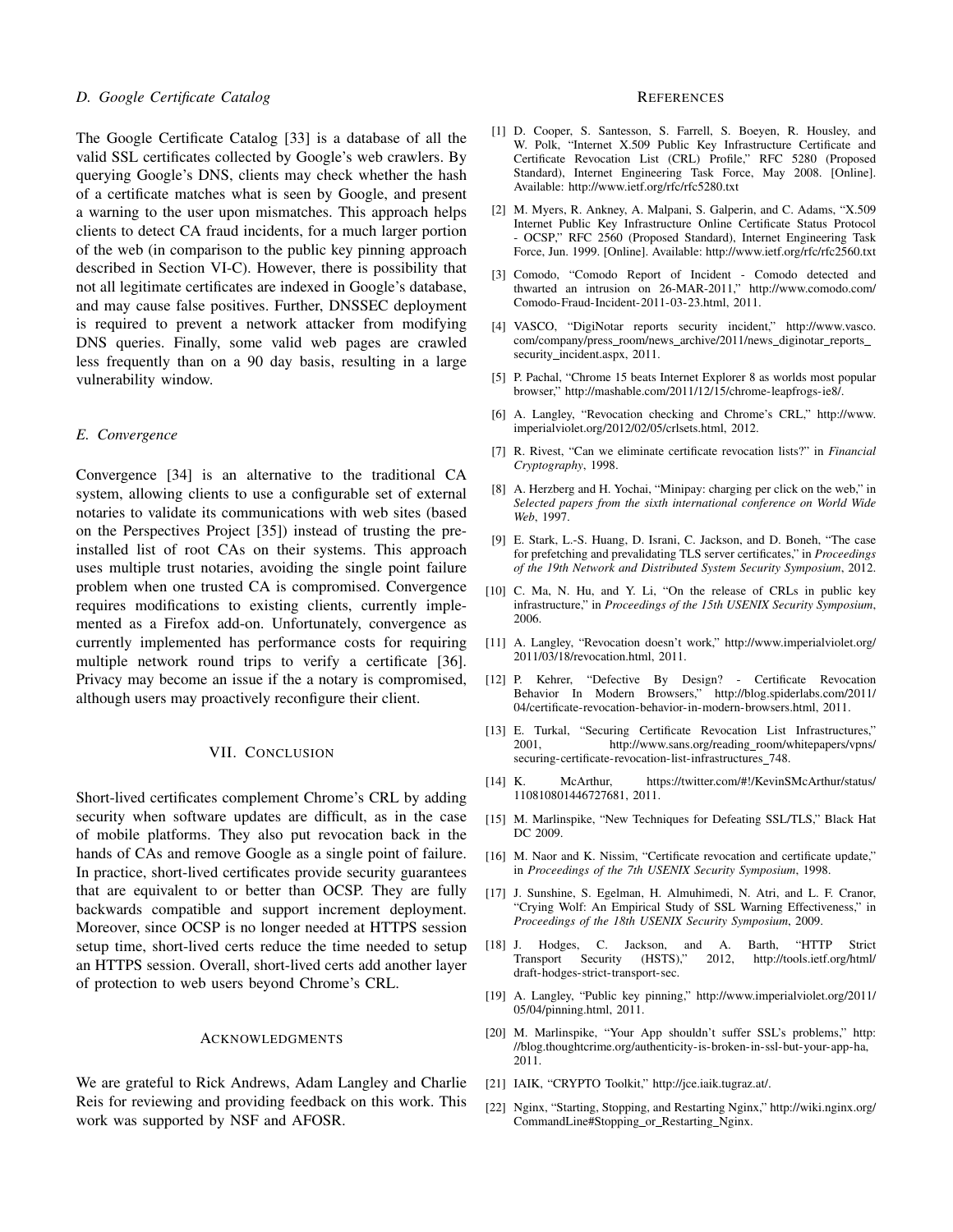### D. Google Certificate Catalog

The Google Certificate Catalog [33] is a database of all the valid SSL certificates collected by Google's web crawlers. By querying Google's DNS, clients may check whether the hash of a certificate matches what is seen by Google, and present a warning to the user upon mismatches. This approach helps clients to detect CA fraud incidents, for a much larger portion of the web (in comparison to the public key pinning approach described in Section VI-C). However, there is possibility that not all legitimate certificates are indexed in Google's database, and may cause false positives. Further, DNSSEC deployment is required to prevent a network attacker from modifying DNS queries. Finally, some valid web pages are crawled less frequently than on a 90 day basis, resulting in a large vulnerability window.

### E. Convergence

Convergence [34] is an alternative to the traditional CA system, allowing clients to use a configurable set of external notaries to validate its communications with web sites (based on the Perspectives Project [35]) instead of trusting the pre-installed list of root CAs on their systems. This approach uses multiple trust notaries, avoiding the single point failure problem when one trusted CA is compromised. Convergence requires modifications to existing clients, currently implemented as a Firefox add-on. Unfortunately, convergence as currently implemented has performance costs for requiring multiple network round trips to verify a certificate [36]. Privacy may become an issue if the a notary is compromised, although users may proactively reconfigure their client.

## VII. Conclusion

Short-lived certificates complement Chrome's CRL by adding security when software updates are difficult, as in the case of mobile platforms. They also put revocation back in the hands of CAs and remove Google as a single point of failure. In practice, short-lived certificates provide security guarantees that are equivalent to or better than OCSP. They are fully backwards compatible and support increment deployment. Moreover, since OCSP is no longer needed at HTTPS session setup time, short-lived certs reduce the time needed to setup an HTTPS session. Overall, short-lived certs add another layer of protection to web users beyond Chrome's CRL.

## Acknowledgments

We are grateful to Rick Andrews, Adam Langley and Charlie Reis for reviewing and providing feedback on this work. This work was supported by NSF and AFOSR.

## References

[1] D. Cooper, S. Santesson, S. Farrell, S. Boeyen, R. Housley, and W. Polk, "Internet X.509 Public Key Infrastructure Certificate and Certificate Revocation List (CRL) Profile," RFC 5280 (Proposed Standard), Internet Engineering Task Force, May 2008. [Online]. Available: http://www.ietf.org/rfc/rfc5280.txt

[2] M. Myers, R. Ankney, A. Malpani, S. Galperin, and C. Adams, "X.509 Internet Public Key Infrastructure Online Certificate Status Protocol - OCSP," RFC 2560 (Proposed Standard), Internet Engineering Task Force, Jun. 1999. [Online]. Available: http://www.ietf.org/rfc/rfc2560.txt

[3] Comodo, "Comodo Report of Incident - Comodo detected and thwarted an intrusion on 26-MAR-2011," http://www.comodo.com/Comodo-Fraud-Incident-2011-03-23.html, 2011.

[4] VASCO, "DigiNotar reports security incident," http://www.vasco.com/company/press_room/news_archive/2011/news_diginotar_reports_security_incident.aspx, 2011.

[5] P. Pachal, "Chrome 15 beats Internet Explorer 8 as worlds most popular browser," http://mashable.com/2011/12/15/chrome-leapfrogs-ie8/.

[6] A. Langley, "Revocation checking and Chrome's CRL," http://www.imperialviolet.org/2012/02/05/crlsets.html, 2012.

[7] R. Rivest, "Can we eliminate certificate revocation lists?" in *Financial Cryptography*, 1998.

[8] A. Herzberg and H. Yochai, "Minipay: charging per click on the web," in *Selected papers from the sixth international conference on World Wide Web*, 1997.

[9] E. Stark, L.-S. Huang, D. Israni, C. Jackson, and D. Boneh, "The case for prefetching and prevalidating TLS server certificates," in *Proceedings of the 19th Network and Distributed System Security Symposium*, 2012.

[10] C. Ma, N. Hu, and Y. Li, "On the release of CRLs in public key infrastructure," in *Proceedings of the 15th USENIX Security Symposium*, 2006.

[11] A. Langley, "Revocation doesn't work," http://www.imperialviolet.org/2011/03/18/revocation.html, 2011.

[12] P. Kehrer, "Defective By Design? - Certificate Revocation Behavior In Modern Browsers," http://blog.spiderlabs.com/2011/04/certificate-revocation-behavior-in-modern-browsers.html, 2011.

[13] E. Turkal, "Securing Certificate Revocation List Infrastructures," 2001, http://www.sans.org/reading_room/whitepapers/vpns/securing-certificate-revocation-list-infrastructures_748.

[14] K. McArthur, https://twitter.com/#!/KevinSMcArthur/status/110810801446727681, 2011.

[15] M. Marlinspike, "New Techniques for Defeating SSL/TLS," Black Hat DC 2009.

[16] M. Naor and K. Nissim, "Certificate revocation and certificate update," in *Proceedings of the 7th USENIX Security Symposium*, 1998.

[17] J. Sunshine, S. Egelman, H. Almuhimedi, N. Atri, and L. F. Cranor, "Crying Wolf: An Empirical Study of SSL Warning Effectiveness," in *Proceedings of the 18th USENIX Security Symposium*, 2009.

[18] J. Hodges, C. Jackson, and A. Barth, "HTTP Strict Transport Security (HSTS)," 2012, http://tools.ietf.org/html/draft-hodges-strict-transport-sec.

[19] A. Langley, "Public key pinning," http://www.imperialviolet.org/2011/05/04/pinning.html, 2011.

[20] M. Marlinspike, "Your App shouldn't suffer SSL's problems," http://blog.thoughtcrime.org/authenticity-is-broken-in-ssl-but-your-app-ha, 2011.

[21] IAIK, "CRYPTO Toolkit," http://jce.iaik.tugraz.at/.

[22] Nginx, "Starting, Stopping, and Restarting Nginx," http://wiki.nginx.org/CommandLine#Stopping_or_Restarting_Nginx.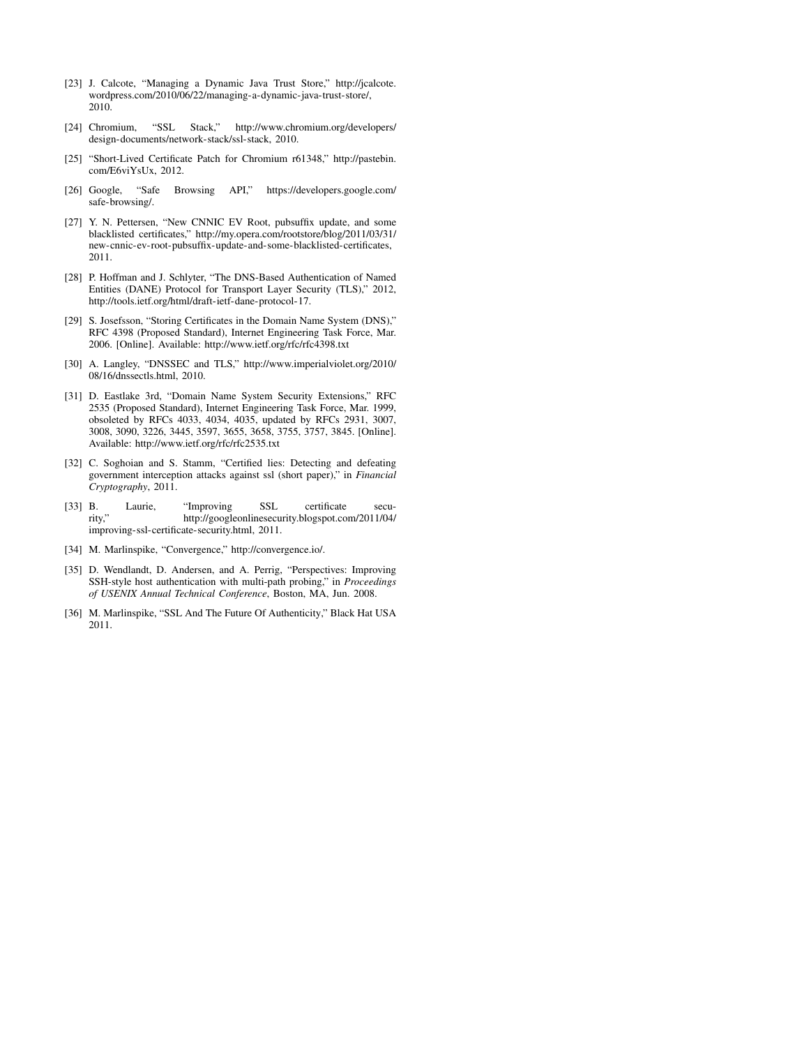[23] J. Calcote, "Managing a Dynamic Java Trust Store," http://jcalcote.wordpress.com/2010/06/22/managing-a-dynamic-java-trust-store/, 2010.

[24] Chromium, "SSL Stack," http://www.chromium.org/developers/design-documents/network-stack/ssl-stack, 2010.

[25] "Short-Lived Certificate Patch for Chromium r61348," http://pastebin.com/E6viYsUx, 2012.

[26] Google, "Safe Browsing API," https://developers.google.com/safe-browsing/.

[27] Y. N. Pettersen, "New CNNIC EV Root, pubsuffix update, and some blacklisted certificates," http://my.opera.com/rootstore/blog/2011/03/31/new-cnnic-ev-root-pubsuffix-update-and-some-blacklisted-certificates, 2011.

[28] P. Hoffman and J. Schlyter, "The DNS-Based Authentication of Named Entities (DANE) Protocol for Transport Layer Security (TLS)," 2012, http://tools.ietf.org/html/draft-ietf-dane-protocol-17.

[29] S. Josefsson, "Storing Certificates in the Domain Name System (DNS)," RFC 4398 (Proposed Standard), Internet Engineering Task Force, Mar. 2006. [Online]. Available: http://www.ietf.org/rfc/rfc4398.txt

[30] A. Langley, "DNSSEC and TLS," http://www.imperialviolet.org/2010/08/16/dnssectls.html, 2010.

[31] D. Eastlake 3rd, "Domain Name System Security Extensions," RFC 2535 (Proposed Standard), Internet Engineering Task Force, Mar. 1999, obsoleted by RFCs 4033, 4034, 4035, updated by RFCs 2931, 3007, 3008, 3090, 3226, 3445, 3597, 3655, 3658, 3755, 3757, 3845. [Online]. Available: http://www.ietf.org/rfc/rfc2535.txt

[32] C. Soghoian and S. Stamm, "Certified lies: Detecting and defeating government interception attacks against ssl (short paper)," in *Financial Cryptography*, 2011.

[33] B. Laurie, "Improving SSL certificate security," http://googleonlinesecurity.blogspot.com/2011/04/improving-ssl-certificate-security.html, 2011.

[34] M. Marlinspike, "Convergence," http://convergence.io/.

[35] D. Wendlandt, D. Andersen, and A. Perrig, "Perspectives: Improving SSH-style host authentication with multi-path probing," in *Proceedings of USENIX Annual Technical Conference*, Boston, MA, Jun. 2008.

[36] M. Marlinspike, "SSL And The Future Of Authenticity," Black Hat USA 2011.